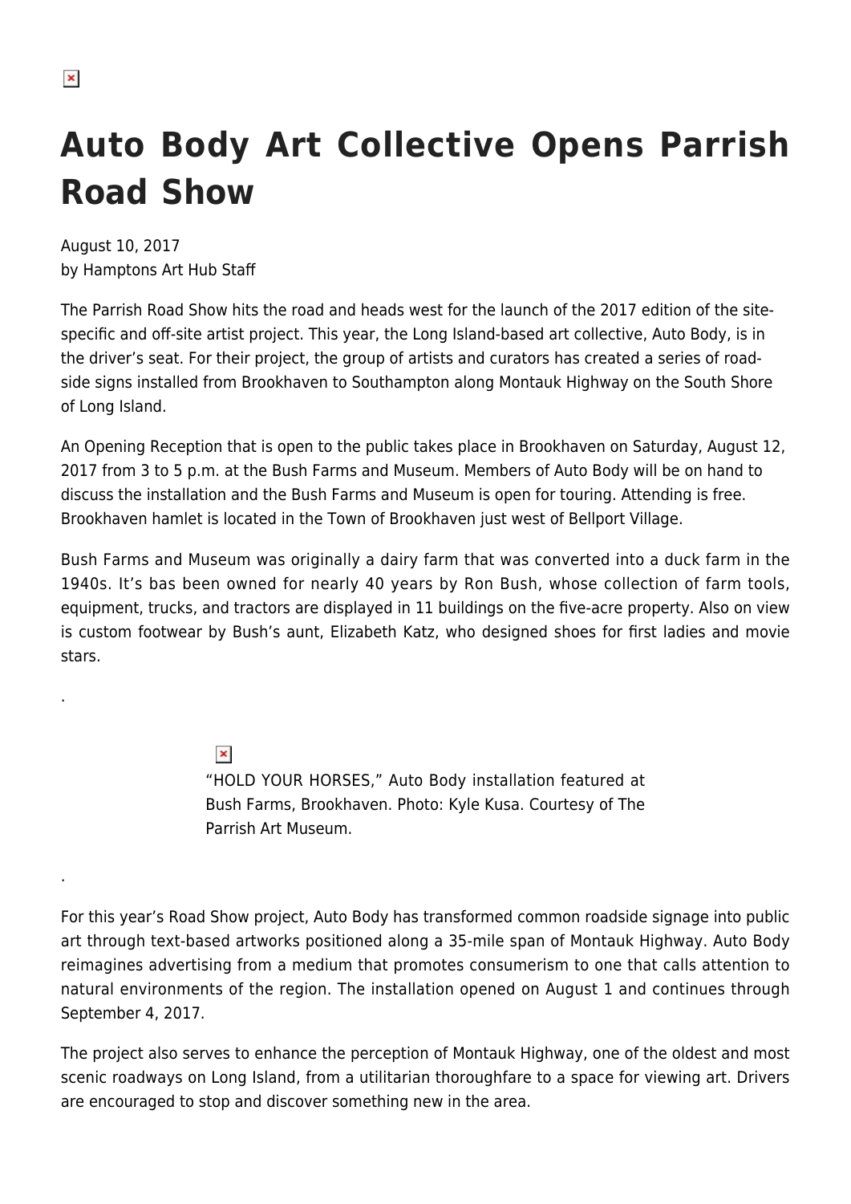# Auto Body Art Collective Opens Parrish Road Show

August 10, 2017
by Hamptons Art Hub Staff

The Parrish Road Show hits the road and heads west for the launch of the 2017 edition of the site-specific and off-site artist project. This year, the Long Island-based art collective, Auto Body, is in the driver's seat. For their project, the group of artists and curators has created a series of road-side signs installed from Brookhaven to Southampton along Montauk Highway on the South Shore of Long Island.

An Opening Reception that is open to the public takes place in Brookhaven on Saturday, August 12, 2017 from 3 to 5 p.m. at the Bush Farms and Museum. Members of Auto Body will be on hand to discuss the installation and the Bush Farms and Museum is open for touring. Attending is free. Brookhaven hamlet is located in the Town of Brookhaven just west of Bellport Village.

Bush Farms and Museum was originally a dairy farm that was converted into a duck farm in the 1940s. It's bas been owned for nearly 40 years by Ron Bush, whose collection of farm tools, equipment, trucks, and tractors are displayed in 11 buildings on the five-acre property. Also on view is custom footwear by Bush's aunt, Elizabeth Katz, who designed shoes for first ladies and movie stars.

.

"HOLD YOUR HORSES," Auto Body installation featured at Bush Farms, Brookhaven. Photo: Kyle Kusa. Courtesy of The Parrish Art Museum.

.

For this year's Road Show project, Auto Body has transformed common roadside signage into public art through text-based artworks positioned along a 35-mile span of Montauk Highway. Auto Body reimagines advertising from a medium that promotes consumerism to one that calls attention to natural environments of the region. The installation opened on August 1 and continues through September 4, 2017.

The project also serves to enhance the perception of Montauk Highway, one of the oldest and most scenic roadways on Long Island, from a utilitarian thoroughfare to a space for viewing art. Drivers are encouraged to stop and discover something new in the area.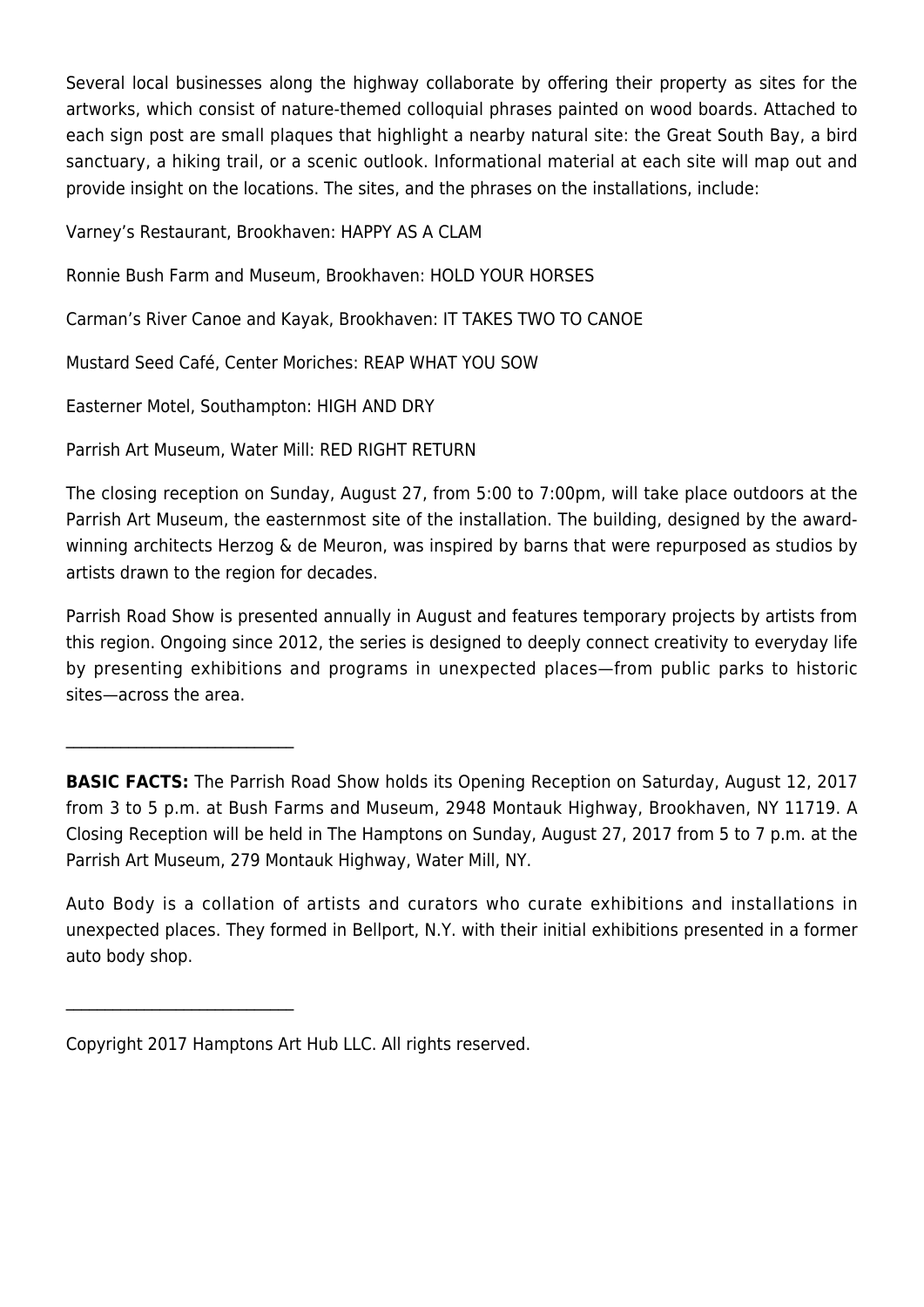Several local businesses along the highway collaborate by offering their property as sites for the artworks, which consist of nature-themed colloquial phrases painted on wood boards. Attached to each sign post are small plaques that highlight a nearby natural site: the Great South Bay, a bird sanctuary, a hiking trail, or a scenic outlook. Informational material at each site will map out and provide insight on the locations. The sites, and the phrases on the installations, include:

Varney's Restaurant, Brookhaven: HAPPY AS A CLAM

Ronnie Bush Farm and Museum, Brookhaven: HOLD YOUR HORSES

Carman's River Canoe and Kayak, Brookhaven: IT TAKES TWO TO CANOE

Mustard Seed Café, Center Moriches: REAP WHAT YOU SOW

Easterner Motel, Southampton: HIGH AND DRY

Parrish Art Museum, Water Mill: RED RIGHT RETURN

The closing reception on Sunday, August 27, from 5:00 to 7:00pm, will take place outdoors at the Parrish Art Museum, the easternmost site of the installation. The building, designed by the award-winning architects Herzog & de Meuron, was inspired by barns that were repurposed as studios by artists drawn to the region for decades.

Parrish Road Show is presented annually in August and features temporary projects by artists from this region. Ongoing since 2012, the series is designed to deeply connect creativity to everyday life by presenting exhibitions and programs in unexpected places—from public parks to historic sites—across the area.

---

**BASIC FACTS:** The Parrish Road Show holds its Opening Reception on Saturday, August 12, 2017 from 3 to 5 p.m. at Bush Farms and Museum, 2948 Montauk Highway, Brookhaven, NY 11719. A Closing Reception will be held in The Hamptons on Sunday, August 27, 2017 from 5 to 7 p.m. at the Parrish Art Museum, 279 Montauk Highway, Water Mill, NY.

Auto Body is a collation of artists and curators who curate exhibitions and installations in unexpected places. They formed in Bellport, N.Y. with their initial exhibitions presented in a former auto body shop.

---

Copyright 2017 Hamptons Art Hub LLC. All rights reserved.